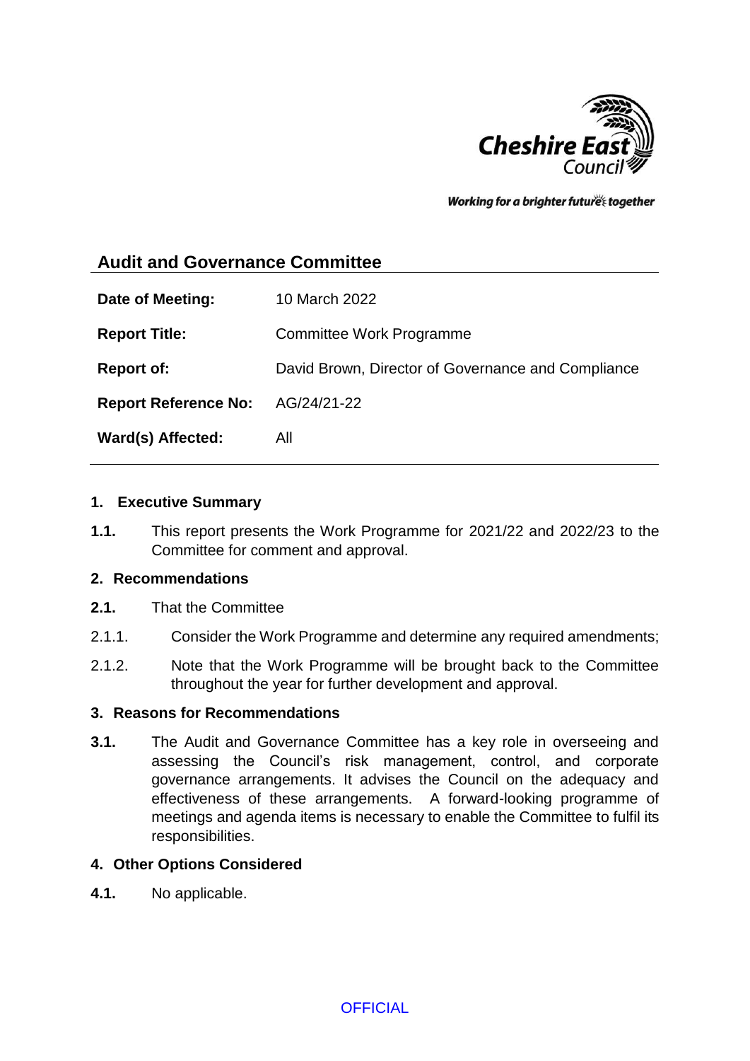Cheshire East Council

*Working for a brighter future together*

## Audit and Governance Committee

| | |
|---|---|
| **Date of Meeting:** | 10 March 2022 |
| **Report Title:** | Committee Work Programme |
| **Report of:** | David Brown, Director of Governance and Compliance |
| **Report Reference No:** | AG/24/21-22 |
| **Ward(s) Affected:** | All |

### 1. Executive Summary

**1.1.** This report presents the Work Programme for 2021/22 and 2022/23 to the Committee for comment and approval.

### 2. Recommendations

**2.1.** That the Committee

2.1.1. Consider the Work Programme and determine any required amendments;

2.1.2. Note that the Work Programme will be brought back to the Committee throughout the year for further development and approval.

### 3. Reasons for Recommendations

**3.1.** The Audit and Governance Committee has a key role in overseeing and assessing the Council's risk management, control, and corporate governance arrangements. It advises the Council on the adequacy and effectiveness of these arrangements. A forward-looking programme of meetings and agenda items is necessary to enable the Committee to fulfil its responsibilities.

### 4. Other Options Considered

**4.1.** No applicable.

OFFICIAL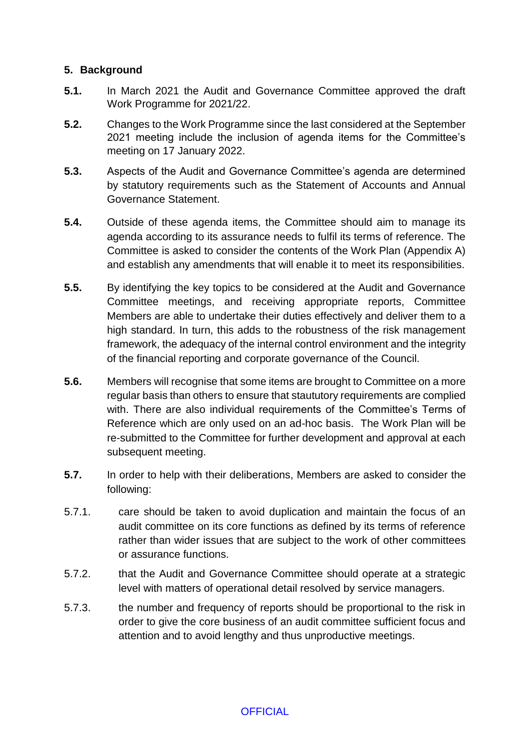## 5. Background

**5.1.** In March 2021 the Audit and Governance Committee approved the draft Work Programme for 2021/22.

**5.2.** Changes to the Work Programme since the last considered at the September 2021 meeting include the inclusion of agenda items for the Committee's meeting on 17 January 2022.

**5.3.** Aspects of the Audit and Governance Committee's agenda are determined by statutory requirements such as the Statement of Accounts and Annual Governance Statement.

**5.4.** Outside of these agenda items, the Committee should aim to manage its agenda according to its assurance needs to fulfil its terms of reference. The Committee is asked to consider the contents of the Work Plan (Appendix A) and establish any amendments that will enable it to meet its responsibilities.

**5.5.** By identifying the key topics to be considered at the Audit and Governance Committee meetings, and receiving appropriate reports, Committee Members are able to undertake their duties effectively and deliver them to a high standard. In turn, this adds to the robustness of the risk management framework, the adequacy of the internal control environment and the integrity of the financial reporting and corporate governance of the Council.

**5.6.** Members will recognise that some items are brought to Committee on a more regular basis than others to ensure that staututory requirements are complied with. There are also individual requirements of the Committee's Terms of Reference which are only used on an ad-hoc basis. The Work Plan will be re-submitted to the Committee for further development and approval at each subsequent meeting.

**5.7.** In order to help with their deliberations, Members are asked to consider the following:

5.7.1. care should be taken to avoid duplication and maintain the focus of an audit committee on its core functions as defined by its terms of reference rather than wider issues that are subject to the work of other committees or assurance functions.

5.7.2. that the Audit and Governance Committee should operate at a strategic level with matters of operational detail resolved by service managers.

5.7.3. the number and frequency of reports should be proportional to the risk in order to give the core business of an audit committee sufficient focus and attention and to avoid lengthy and thus unproductive meetings.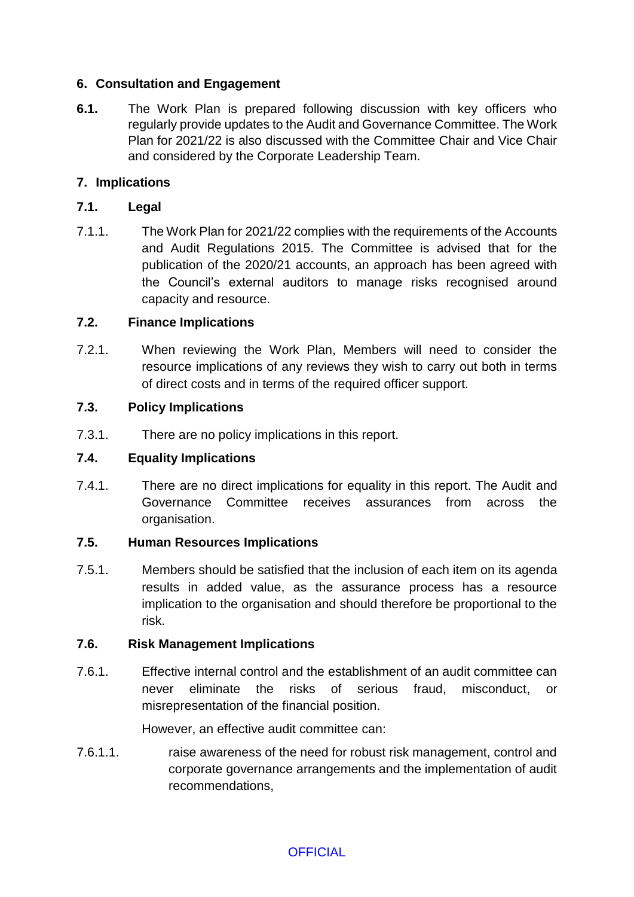## 6. Consultation and Engagement

**6.1.** The Work Plan is prepared following discussion with key officers who regularly provide updates to the Audit and Governance Committee. The Work Plan for 2021/22 is also discussed with the Committee Chair and Vice Chair and considered by the Corporate Leadership Team.

## 7. Implications

### 7.1. Legal

7.1.1. The Work Plan for 2021/22 complies with the requirements of the Accounts and Audit Regulations 2015. The Committee is advised that for the publication of the 2020/21 accounts, an approach has been agreed with the Council's external auditors to manage risks recognised around capacity and resource.

### 7.2. Finance Implications

7.2.1. When reviewing the Work Plan, Members will need to consider the resource implications of any reviews they wish to carry out both in terms of direct costs and in terms of the required officer support.

### 7.3. Policy Implications

7.3.1. There are no policy implications in this report.

### 7.4. Equality Implications

7.4.1. There are no direct implications for equality in this report. The Audit and Governance Committee receives assurances from across the organisation.

### 7.5. Human Resources Implications

7.5.1. Members should be satisfied that the inclusion of each item on its agenda results in added value, as the assurance process has a resource implication to the organisation and should therefore be proportional to the risk.

### 7.6. Risk Management Implications

7.6.1. Effective internal control and the establishment of an audit committee can never eliminate the risks of serious fraud, misconduct, or misrepresentation of the financial position.

However, an effective audit committee can:

7.6.1.1. raise awareness of the need for robust risk management, control and corporate governance arrangements and the implementation of audit recommendations,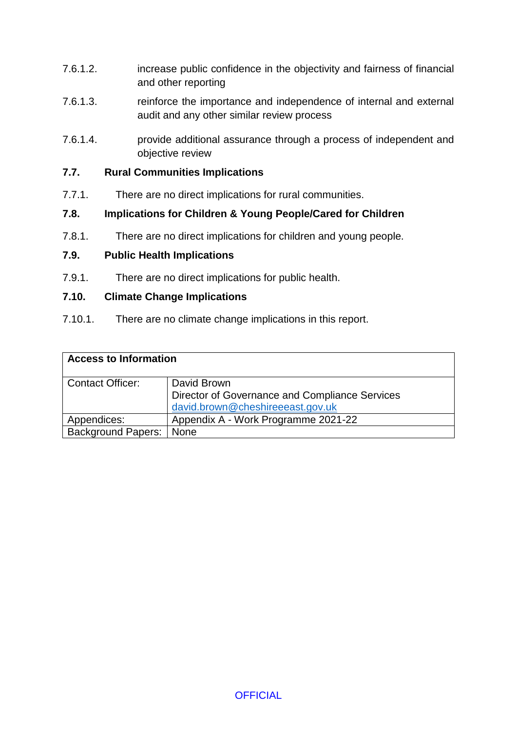7.6.1.2. increase public confidence in the objectivity and fairness of financial and other reporting

7.6.1.3. reinforce the importance and independence of internal and external audit and any other similar review process

7.6.1.4. provide additional assurance through a process of independent and objective review

### 7.7. Rural Communities Implications

7.7.1. There are no direct implications for rural communities.

### 7.8. Implications for Children & Young People/Cared for Children

7.8.1. There are no direct implications for children and young people.

### 7.9. Public Health Implications

7.9.1. There are no direct implications for public health.

### 7.10. Climate Change Implications

7.10.1. There are no climate change implications in this report.

| **Access to Information** | |
|---|---|
| Contact Officer: | David Brown<br>Director of Governance and Compliance Services<br>david.brown@cheshireeeast.gov.uk |
| Appendices: | Appendix A - Work Programme 2021-22 |
| Background Papers: | None |